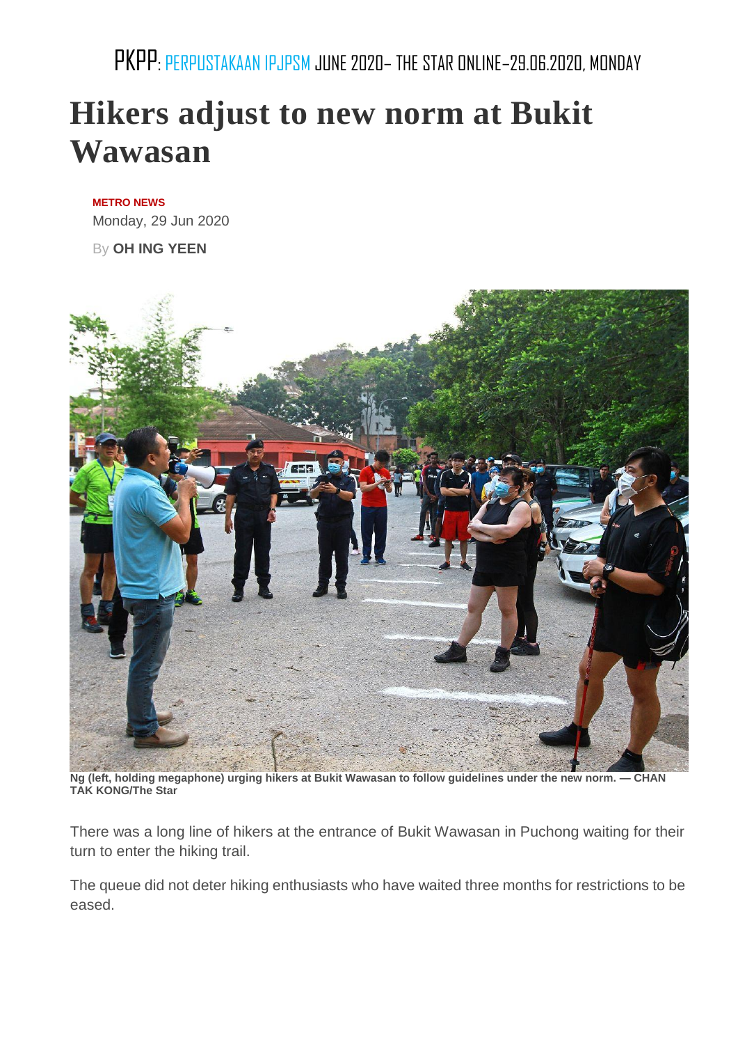PKPP: PERPUSTAKAAN IPJPSM JUNE 2020– THE STAR ONLINE–29.06.2020, MONDAY

# Hikers adjust to new norm at Bukit Wawasan

**METRO NEWS**

Monday, 29 Jun 2020

By **OH ING YEEN**

**Ng (left, holding megaphone) urging hikers at Bukit Wawasan to follow guidelines under the new norm. — CHAN TAK KONG/The Star**

There was a long line of hikers at the entrance of Bukit Wawasan in Puchong waiting for their turn to enter the hiking trail.

The queue did not deter hiking enthusiasts who have waited three months for restrictions to be eased.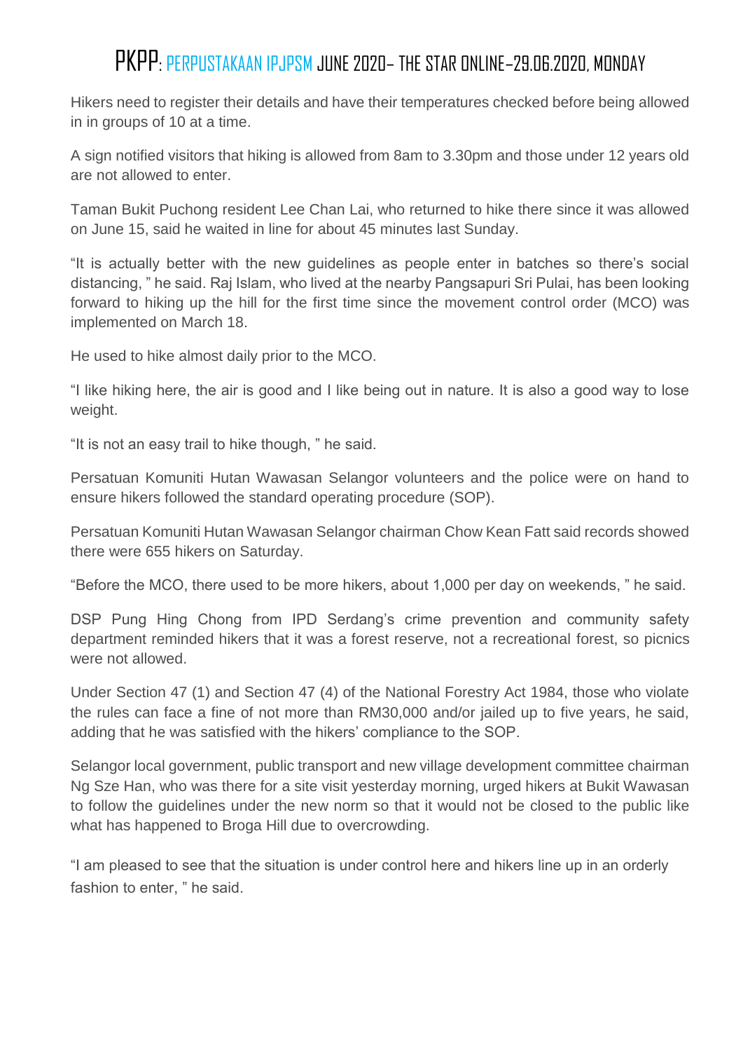Hikers need to register their details and have their temperatures checked before being allowed in in groups of 10 at a time.

A sign notified visitors that hiking is allowed from 8am to 3.30pm and those under 12 years old are not allowed to enter.

Taman Bukit Puchong resident Lee Chan Lai, who returned to hike there since it was allowed on June 15, said he waited in line for about 45 minutes last Sunday.

"It is actually better with the new guidelines as people enter in batches so there's social distancing, " he said. Raj Islam, who lived at the nearby Pangsapuri Sri Pulai, has been looking forward to hiking up the hill for the first time since the movement control order (MCO) was implemented on March 18.

He used to hike almost daily prior to the MCO.

"I like hiking here, the air is good and I like being out in nature. It is also a good way to lose weight.

"It is not an easy trail to hike though, " he said.

Persatuan Komuniti Hutan Wawasan Selangor volunteers and the police were on hand to ensure hikers followed the standard operating procedure (SOP).

Persatuan Komuniti Hutan Wawasan Selangor chairman Chow Kean Fatt said records showed there were 655 hikers on Saturday.

"Before the MCO, there used to be more hikers, about 1,000 per day on weekends, " he said.

DSP Pung Hing Chong from IPD Serdang's crime prevention and community safety department reminded hikers that it was a forest reserve, not a recreational forest, so picnics were not allowed.

Under Section 47 (1) and Section 47 (4) of the National Forestry Act 1984, those who violate the rules can face a fine of not more than RM30,000 and/or jailed up to five years, he said, adding that he was satisfied with the hikers' compliance to the SOP.

Selangor local government, public transport and new village development committee chairman Ng Sze Han, who was there for a site visit yesterday morning, urged hikers at Bukit Wawasan to follow the guidelines under the new norm so that it would not be closed to the public like what has happened to Broga Hill due to overcrowding.

"I am pleased to see that the situation is under control here and hikers line up in an orderly fashion to enter, " he said.